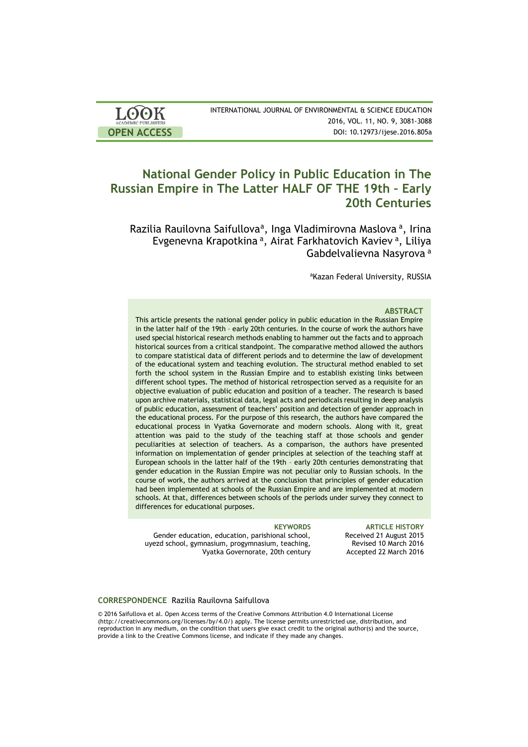INTERNATIONAL JOURNAL OF ENVIRONMENTAL & SCIENCE EDUCATION
2016, VOL. 11, NO. 9, 3081-3088
DOI: 10.12973/ijese.2016.805a

LOOK ACADEMIC PUBLISHERS
OPEN ACCESS

# National Gender Policy in Public Education in The Russian Empire in The Latter HALF OF THE 19th – Early 20th Centuries

Razilia Rauilovna Saifullova[a], Inga Vladimirovna Maslova[a], Irina Evgenevna Krapotkina[a], Airat Farkhatovich Kaviev[a], Liliya Gabdelvalievna Nasyrova[a]

[a]Kazan Federal University, RUSSIA

### ABSTRACT

This article presents the national gender policy in public education in the Russian Empire in the latter half of the 19th – early 20th centuries. In the course of work the authors have used special historical research methods enabling to hammer out the facts and to approach historical sources from a critical standpoint. The comparative method allowed the authors to compare statistical data of different periods and to determine the law of development of the educational system and teaching evolution. The structural method enabled to set forth the school system in the Russian Empire and to establish existing links between different school types. The method of historical retrospection served as a requisite for an objective evaluation of public education and position of a teacher. The research is based upon archive materials, statistical data, legal acts and periodicals resulting in deep analysis of public education, assessment of teachers' position and detection of gender approach in the educational process. For the purpose of this research, the authors have compared the educational process in Vyatka Governorate and modern schools. Along with it, great attention was paid to the study of the teaching staff at those schools and gender peculiarities at selection of teachers. As a comparison, the authors have presented information on implementation of gender principles at selection of the teaching staff at European schools in the latter half of the 19th – early 20th centuries demonstrating that gender education in the Russian Empire was not peculiar only to Russian schools. In the course of work, the authors arrived at the conclusion that principles of gender education had been implemented at schools of the Russian Empire and are implemented at modern schools. At that, differences between schools of the periods under survey they connect to differences for educational purposes.

**KEYWORDS**
Gender education, education, parishional school, uyezd school, gymnasium, progymnasium, teaching, Vyatka Governorate, 20th century

**ARTICLE HISTORY**
Received 21 August 2015
Revised 10 March 2016
Accepted 22 March 2016

**CORRESPONDENCE** Razilia Rauilovna Saifullova

© 2016 Saifullova et al. Open Access terms of the Creative Commons Attribution 4.0 International License (http://creativecommons.org/licenses/by/4.0/) apply. The license permits unrestricted use, distribution, and reproduction in any medium, on the condition that users give exact credit to the original author(s) and the source, provide a link to the Creative Commons license, and indicate if they made any changes.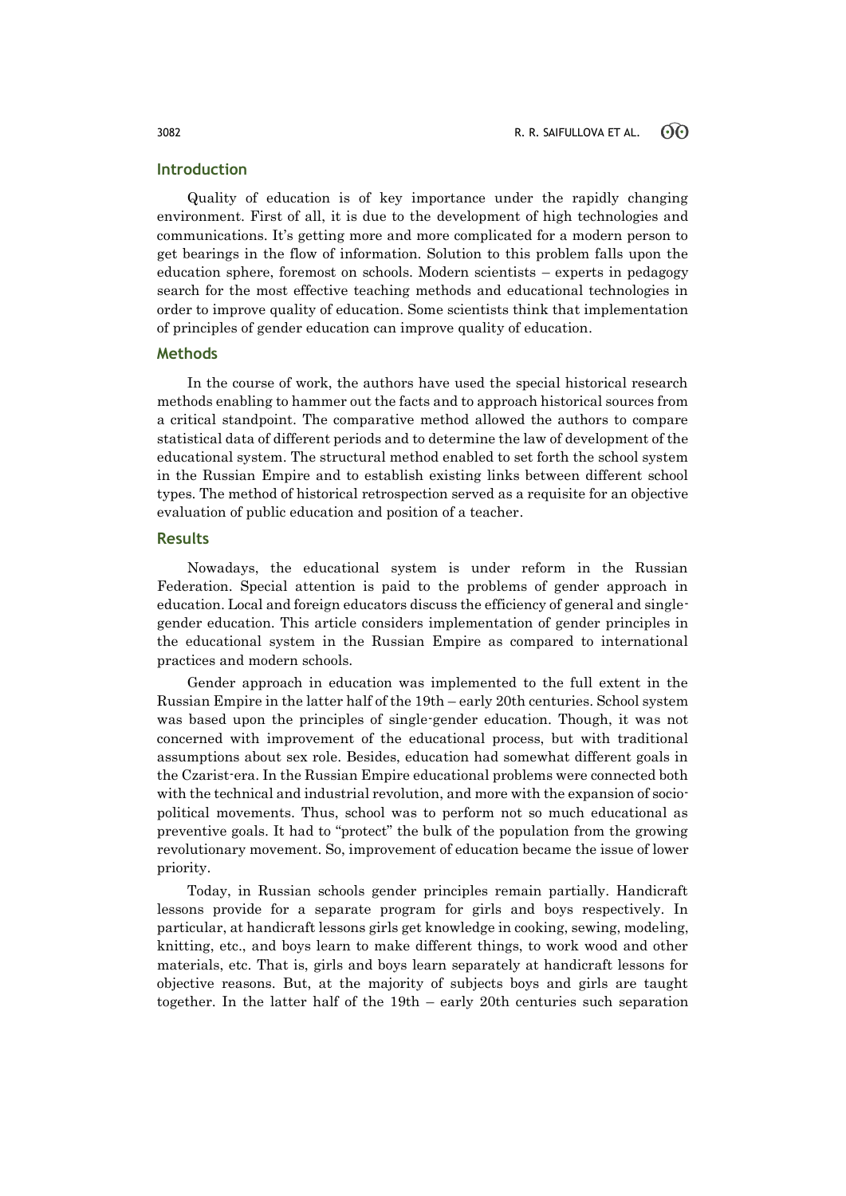## Introduction

Quality of education is of key importance under the rapidly changing environment. First of all, it is due to the development of high technologies and communications. It's getting more and more complicated for a modern person to get bearings in the flow of information. Solution to this problem falls upon the education sphere, foremost on schools. Modern scientists – experts in pedagogy search for the most effective teaching methods and educational technologies in order to improve quality of education. Some scientists think that implementation of principles of gender education can improve quality of education.

## Methods

In the course of work, the authors have used the special historical research methods enabling to hammer out the facts and to approach historical sources from a critical standpoint. The comparative method allowed the authors to compare statistical data of different periods and to determine the law of development of the educational system. The structural method enabled to set forth the school system in the Russian Empire and to establish existing links between different school types. The method of historical retrospection served as a requisite for an objective evaluation of public education and position of a teacher.

## Results

Nowadays, the educational system is under reform in the Russian Federation. Special attention is paid to the problems of gender approach in education. Local and foreign educators discuss the efficiency of general and single-gender education. This article considers implementation of gender principles in the educational system in the Russian Empire as compared to international practices and modern schools.

Gender approach in education was implemented to the full extent in the Russian Empire in the latter half of the 19th – early 20th centuries. School system was based upon the principles of single-gender education. Though, it was not concerned with improvement of the educational process, but with traditional assumptions about sex role. Besides, education had somewhat different goals in the Czarist-era. In the Russian Empire educational problems were connected both with the technical and industrial revolution, and more with the expansion of socio-political movements. Thus, school was to perform not so much educational as preventive goals. It had to "protect" the bulk of the population from the growing revolutionary movement. So, improvement of education became the issue of lower priority.

Today, in Russian schools gender principles remain partially. Handicraft lessons provide for a separate program for girls and boys respectively. In particular, at handicraft lessons girls get knowledge in cooking, sewing, modeling, knitting, etc., and boys learn to make different things, to work wood and other materials, etc. That is, girls and boys learn separately at handicraft lessons for objective reasons. But, at the majority of subjects boys and girls are taught together. In the latter half of the 19th – early 20th centuries such separation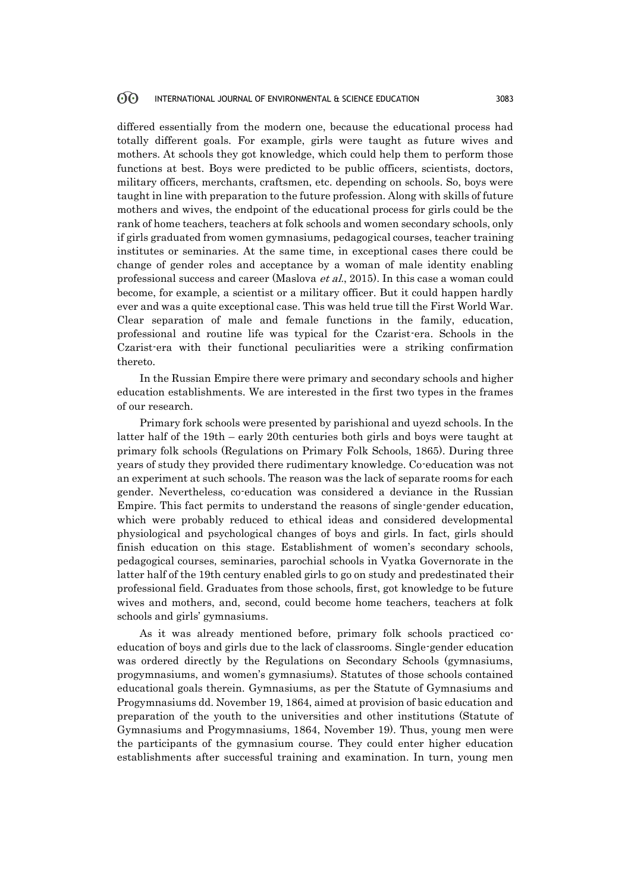differed essentially from the modern one, because the educational process had totally different goals. For example, girls were taught as future wives and mothers. At schools they got knowledge, which could help them to perform those functions at best. Boys were predicted to be public officers, scientists, doctors, military officers, merchants, craftsmen, etc. depending on schools. So, boys were taught in line with preparation to the future profession. Along with skills of future mothers and wives, the endpoint of the educational process for girls could be the rank of home teachers, teachers at folk schools and women secondary schools, only if girls graduated from women gymnasiums, pedagogical courses, teacher training institutes or seminaries. At the same time, in exceptional cases there could be change of gender roles and acceptance by a woman of male identity enabling professional success and career (Maslova *et al.*, 2015). In this case a woman could become, for example, a scientist or a military officer. But it could happen hardly ever and was a quite exceptional case. This was held true till the First World War. Clear separation of male and female functions in the family, education, professional and routine life was typical for the Czarist-era. Schools in the Czarist-era with their functional peculiarities were a striking confirmation thereto.

In the Russian Empire there were primary and secondary schools and higher education establishments. We are interested in the first two types in the frames of our research.

Primary fork schools were presented by parishional and uyezd schools. In the latter half of the 19th – early 20th centuries both girls and boys were taught at primary folk schools (Regulations on Primary Folk Schools, 1865). During three years of study they provided there rudimentary knowledge. Co-education was not an experiment at such schools. The reason was the lack of separate rooms for each gender. Nevertheless, co-education was considered a deviance in the Russian Empire. This fact permits to understand the reasons of single-gender education, which were probably reduced to ethical ideas and considered developmental physiological and psychological changes of boys and girls. In fact, girls should finish education on this stage. Establishment of women's secondary schools, pedagogical courses, seminaries, parochial schools in Vyatka Governorate in the latter half of the 19th century enabled girls to go on study and predestinated their professional field. Graduates from those schools, first, got knowledge to be future wives and mothers, and, second, could become home teachers, teachers at folk schools and girls' gymnasiums.

As it was already mentioned before, primary folk schools practiced co-education of boys and girls due to the lack of classrooms. Single-gender education was ordered directly by the Regulations on Secondary Schools (gymnasiums, progymnasiums, and women's gymnasiums). Statutes of those schools contained educational goals therein. Gymnasiums, as per the Statute of Gymnasiums and Progymnasiums dd. November 19, 1864, aimed at provision of basic education and preparation of the youth to the universities and other institutions (Statute of Gymnasiums and Progymnasiums, 1864, November 19). Thus, young men were the participants of the gymnasium course. They could enter higher education establishments after successful training and examination. In turn, young men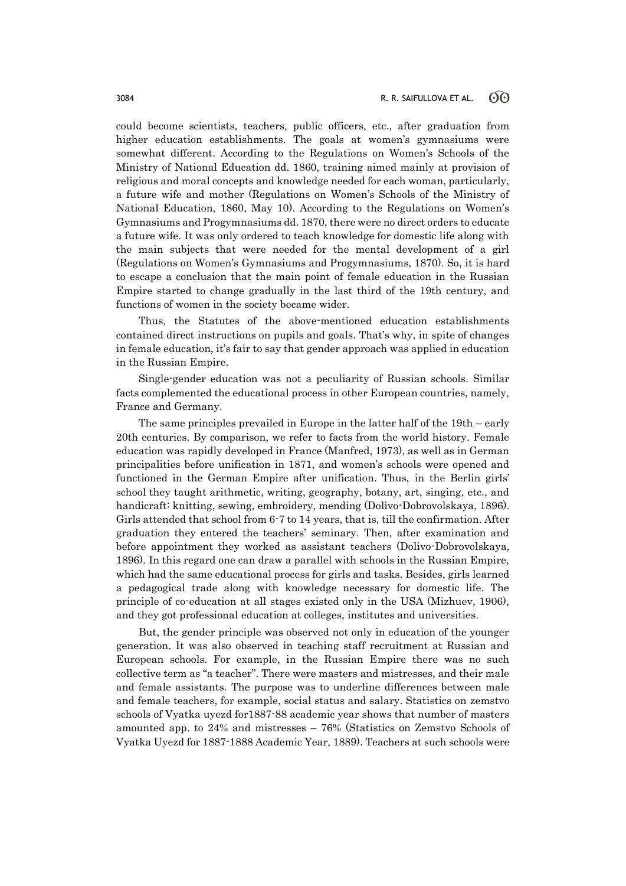could become scientists, teachers, public officers, etc., after graduation from higher education establishments. The goals at women's gymnasiums were somewhat different. According to the Regulations on Women's Schools of the Ministry of National Education dd. 1860, training aimed mainly at provision of religious and moral concepts and knowledge needed for each woman, particularly, a future wife and mother (Regulations on Women's Schools of the Ministry of National Education, 1860, May 10). According to the Regulations on Women's Gymnasiums and Progymnasiums dd. 1870, there were no direct orders to educate a future wife. It was only ordered to teach knowledge for domestic life along with the main subjects that were needed for the mental development of a girl (Regulations on Women's Gymnasiums and Progymnasiums, 1870). So, it is hard to escape a conclusion that the main point of female education in the Russian Empire started to change gradually in the last third of the 19th century, and functions of women in the society became wider.

Thus, the Statutes of the above-mentioned education establishments contained direct instructions on pupils and goals. That's why, in spite of changes in female education, it's fair to say that gender approach was applied in education in the Russian Empire.

Single-gender education was not a peculiarity of Russian schools. Similar facts complemented the educational process in other European countries, namely, France and Germany.

The same principles prevailed in Europe in the latter half of the 19th – early 20th centuries. By comparison, we refer to facts from the world history. Female education was rapidly developed in France (Manfred, 1973), as well as in German principalities before unification in 1871, and women's schools were opened and functioned in the German Empire after unification. Thus, in the Berlin girls' school they taught arithmetic, writing, geography, botany, art, singing, etc., and handicraft: knitting, sewing, embroidery, mending (Dolivo-Dobrovolskaya, 1896). Girls attended that school from 6-7 to 14 years, that is, till the confirmation. After graduation they entered the teachers' seminary. Then, after examination and before appointment they worked as assistant teachers (Dolivo-Dobrovolskaya, 1896). In this regard one can draw a parallel with schools in the Russian Empire, which had the same educational process for girls and tasks. Besides, girls learned a pedagogical trade along with knowledge necessary for domestic life. The principle of co-education at all stages existed only in the USA (Mizhuev, 1906), and they got professional education at colleges, institutes and universities.

But, the gender principle was observed not only in education of the younger generation. It was also observed in teaching staff recruitment at Russian and European schools. For example, in the Russian Empire there was no such collective term as "a teacher". There were masters and mistresses, and their male and female assistants. The purpose was to underline differences between male and female teachers, for example, social status and salary. Statistics on zemstvo schools of Vyatka uyezd for1887-88 academic year shows that number of masters amounted app. to 24% and mistresses – 76% (Statistics on Zemstvo Schools of Vyatka Uyezd for 1887-1888 Academic Year, 1889). Teachers at such schools were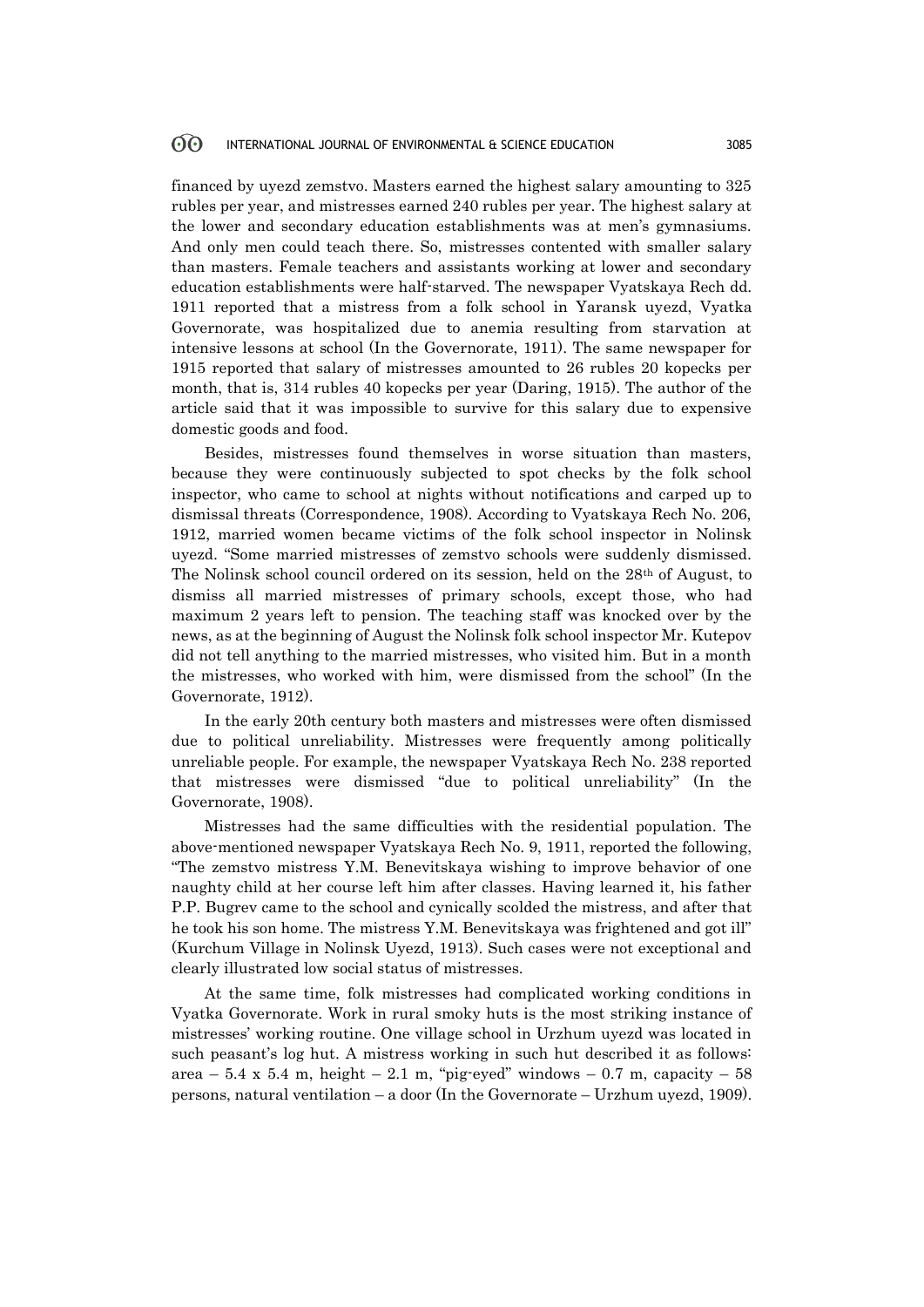financed by uyezd zemstvo. Masters earned the highest salary amounting to 325 rubles per year, and mistresses earned 240 rubles per year. The highest salary at the lower and secondary education establishments was at men's gymnasiums. And only men could teach there. So, mistresses contented with smaller salary than masters. Female teachers and assistants working at lower and secondary education establishments were half-starved. The newspaper Vyatskaya Rech dd. 1911 reported that a mistress from a folk school in Yaransk uyezd, Vyatka Governorate, was hospitalized due to anemia resulting from starvation at intensive lessons at school (In the Governorate, 1911). The same newspaper for 1915 reported that salary of mistresses amounted to 26 rubles 20 kopecks per month, that is, 314 rubles 40 kopecks per year (Daring, 1915). The author of the article said that it was impossible to survive for this salary due to expensive domestic goods and food.

Besides, mistresses found themselves in worse situation than masters, because they were continuously subjected to spot checks by the folk school inspector, who came to school at nights without notifications and carped up to dismissal threats (Correspondence, 1908). According to Vyatskaya Rech No. 206, 1912, married women became victims of the folk school inspector in Nolinsk uyezd. "Some married mistresses of zemstvo schools were suddenly dismissed. The Nolinsk school council ordered on its session, held on the 28th of August, to dismiss all married mistresses of primary schools, except those, who had maximum 2 years left to pension. The teaching staff was knocked over by the news, as at the beginning of August the Nolinsk folk school inspector Mr. Kutepov did not tell anything to the married mistresses, who visited him. But in a month the mistresses, who worked with him, were dismissed from the school" (In the Governorate, 1912).

In the early 20th century both masters and mistresses were often dismissed due to political unreliability. Mistresses were frequently among politically unreliable people. For example, the newspaper Vyatskaya Rech No. 238 reported that mistresses were dismissed "due to political unreliability" (In the Governorate, 1908).

Mistresses had the same difficulties with the residential population. The above-mentioned newspaper Vyatskaya Rech No. 9, 1911, reported the following, "The zemstvo mistress Y.M. Benevitskaya wishing to improve behavior of one naughty child at her course left him after classes. Having learned it, his father P.P. Bugrev came to the school and cynically scolded the mistress, and after that he took his son home. The mistress Y.M. Benevitskaya was frightened and got ill" (Kurchum Village in Nolinsk Uyezd, 1913). Such cases were not exceptional and clearly illustrated low social status of mistresses.

At the same time, folk mistresses had complicated working conditions in Vyatka Governorate. Work in rural smoky huts is the most striking instance of mistresses' working routine. One village school in Urzhum uyezd was located in such peasant's log hut. A mistress working in such hut described it as follows: area – 5.4 x 5.4 m, height – 2.1 m, "pig-eyed" windows – 0.7 m, capacity – 58 persons, natural ventilation – a door (In the Governorate – Urzhum uyezd, 1909).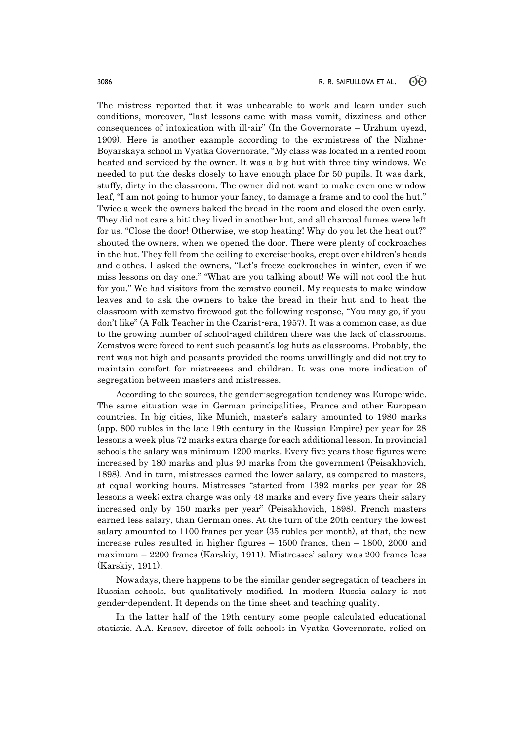The mistress reported that it was unbearable to work and learn under such conditions, moreover, "last lessons came with mass vomit, dizziness and other consequences of intoxication with ill-air" (In the Governorate – Urzhum uyezd, 1909). Here is another example according to the ex-mistress of the Nizhne-Boyarskaya school in Vyatka Governorate, "My class was located in a rented room heated and serviced by the owner. It was a big hut with three tiny windows. We needed to put the desks closely to have enough place for 50 pupils. It was dark, stuffy, dirty in the classroom. The owner did not want to make even one window leaf, "I am not going to humor your fancy, to damage a frame and to cool the hut." Twice a week the owners baked the bread in the room and closed the oven early. They did not care a bit: they lived in another hut, and all charcoal fumes were left for us. "Close the door! Otherwise, we stop heating! Why do you let the heat out?" shouted the owners, when we opened the door. There were plenty of cockroaches in the hut. They fell from the ceiling to exercise-books, crept over children's heads and clothes. I asked the owners, "Let's freeze cockroaches in winter, even if we miss lessons on day one." "What are you talking about! We will not cool the hut for you." We had visitors from the zemstvo council. My requests to make window leaves and to ask the owners to bake the bread in their hut and to heat the classroom with zemstvo firewood got the following response, "You may go, if you don't like" (A Folk Teacher in the Czarist-era, 1957). It was a common case, as due to the growing number of school-aged children there was the lack of classrooms. Zemstvos were forced to rent such peasant's log huts as classrooms. Probably, the rent was not high and peasants provided the rooms unwillingly and did not try to maintain comfort for mistresses and children. It was one more indication of segregation between masters and mistresses.

According to the sources, the gender-segregation tendency was Europe-wide. The same situation was in German principalities, France and other European countries. In big cities, like Munich, master's salary amounted to 1980 marks (app. 800 rubles in the late 19th century in the Russian Empire) per year for 28 lessons a week plus 72 marks extra charge for each additional lesson. In provincial schools the salary was minimum 1200 marks. Every five years those figures were increased by 180 marks and plus 90 marks from the government (Peisakhovich, 1898). And in turn, mistresses earned the lower salary, as compared to masters, at equal working hours. Mistresses "started from 1392 marks per year for 28 lessons a week; extra charge was only 48 marks and every five years their salary increased only by 150 marks per year" (Peisakhovich, 1898). French masters earned less salary, than German ones. At the turn of the 20th century the lowest salary amounted to 1100 francs per year (35 rubles per month), at that, the new increase rules resulted in higher figures – 1500 francs, then – 1800, 2000 and maximum – 2200 francs (Karskiy, 1911). Mistresses' salary was 200 francs less (Karskiy, 1911).

Nowadays, there happens to be the similar gender segregation of teachers in Russian schools, but qualitatively modified. In modern Russia salary is not gender-dependent. It depends on the time sheet and teaching quality.

In the latter half of the 19th century some people calculated educational statistic. A.A. Krasev, director of folk schools in Vyatka Governorate, relied on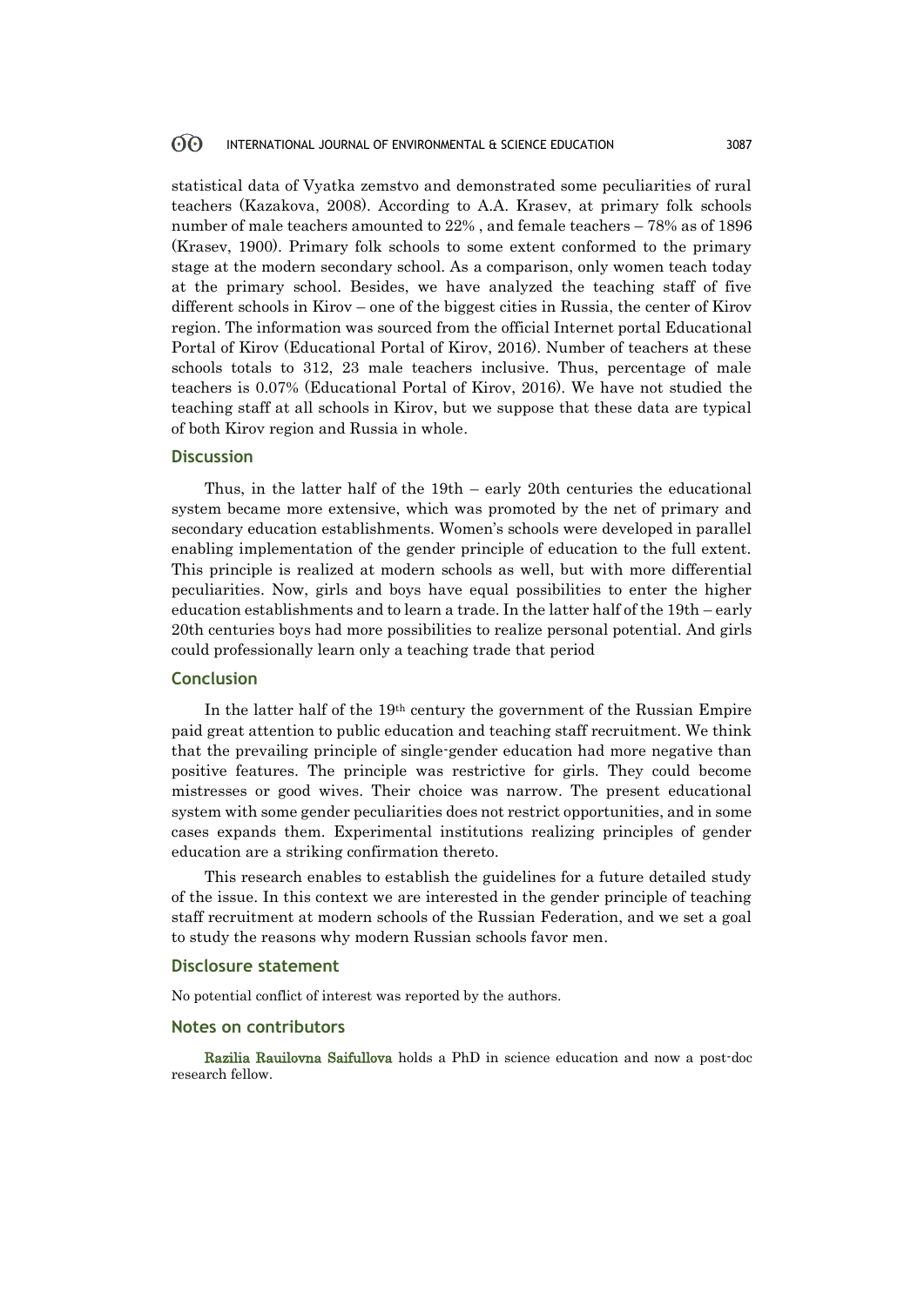statistical data of Vyatka zemstvo and demonstrated some peculiarities of rural teachers (Kazakova, 2008). According to A.A. Krasev, at primary folk schools number of male teachers amounted to 22% , and female teachers – 78% as of 1896 (Krasev, 1900). Primary folk schools to some extent conformed to the primary stage at the modern secondary school. As a comparison, only women teach today at the primary school. Besides, we have analyzed the teaching staff of five different schools in Kirov – one of the biggest cities in Russia, the center of Kirov region. The information was sourced from the official Internet portal Educational Portal of Kirov (Educational Portal of Kirov, 2016). Number of teachers at these schools totals to 312, 23 male teachers inclusive. Thus, percentage of male teachers is 0.07% (Educational Portal of Kirov, 2016). We have not studied the teaching staff at all schools in Kirov, but we suppose that these data are typical of both Kirov region and Russia in whole.

## Discussion

Thus, in the latter half of the 19th – early 20th centuries the educational system became more extensive, which was promoted by the net of primary and secondary education establishments. Women's schools were developed in parallel enabling implementation of the gender principle of education to the full extent. This principle is realized at modern schools as well, but with more differential peculiarities. Now, girls and boys have equal possibilities to enter the higher education establishments and to learn a trade. In the latter half of the 19th – early 20th centuries boys had more possibilities to realize personal potential. And girls could professionally learn only a teaching trade that period

## Conclusion

In the latter half of the 19th century the government of the Russian Empire paid great attention to public education and teaching staff recruitment. We think that the prevailing principle of single-gender education had more negative than positive features. The principle was restrictive for girls. They could become mistresses or good wives. Their choice was narrow. The present educational system with some gender peculiarities does not restrict opportunities, and in some cases expands them. Experimental institutions realizing principles of gender education are a striking confirmation thereto.

This research enables to establish the guidelines for a future detailed study of the issue. In this context we are interested in the gender principle of teaching staff recruitment at modern schools of the Russian Federation, and we set a goal to study the reasons why modern Russian schools favor men.

## Disclosure statement

No potential conflict of interest was reported by the authors.

## Notes on contributors

**Razilia Rauilovna Saifullova** holds a PhD in science education and now a post-doc research fellow.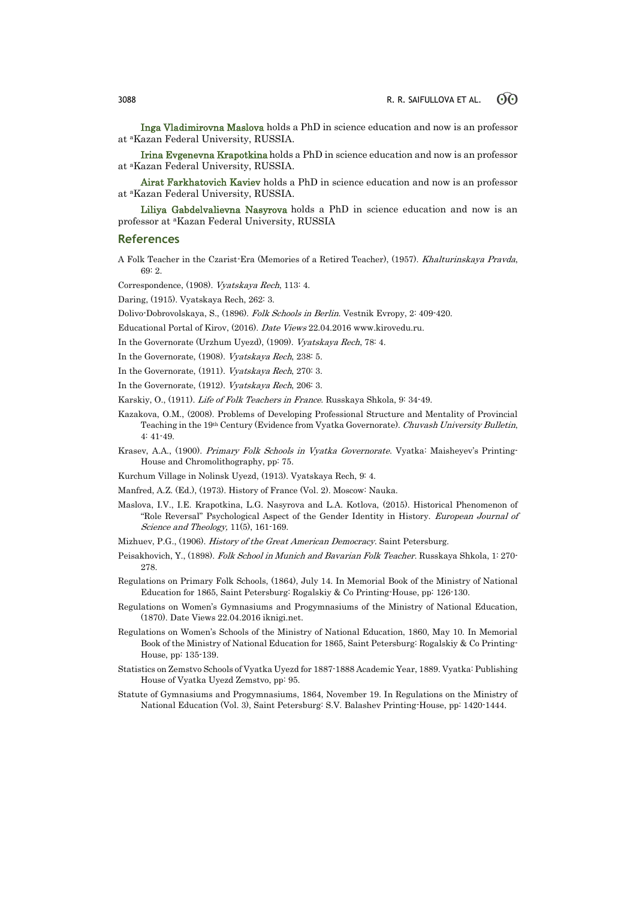**Inga Vladimirovna Maslova** holds a PhD in science education and now is an professor at [a]Kazan Federal University, RUSSIA.

**Irina Evgenevna Krapotkina** holds a PhD in science education and now is an professor at [a]Kazan Federal University, RUSSIA.

**Airat Farkhatovich Kaviev** holds a PhD in science education and now is an professor at [a]Kazan Federal University, RUSSIA.

**Liliya Gabdelvalievna Nasyrova** holds a PhD in science education and now is an professor at [a]Kazan Federal University, RUSSIA

## References

A Folk Teacher in the Czarist-Era (Memories of a Retired Teacher), (1957). *Khalturinskaya Pravda*, 69: 2.

Correspondence, (1908). *Vyatskaya Rech*, 113: 4.

Daring, (1915). Vyatskaya Rech, 262: 3.

Dolivo-Dobrovolskaya, S., (1896). *Folk Schools in Berlin*. Vestnik Evropy, 2: 409-420.

Educational Portal of Kirov, (2016). *Date Views* 22.04.2016 www.kirovedu.ru.

In the Governorate (Urzhum Uyezd), (1909). *Vyatskaya Rech*, 78: 4.

In the Governorate, (1908). *Vyatskaya Rech*, 238: 5.

In the Governorate, (1911). *Vyatskaya Rech*, 270: 3.

In the Governorate, (1912). *Vyatskaya Rech*, 206: 3.

Karskiy, O., (1911). *Life of Folk Teachers in France*. Russkaya Shkola, 9: 34-49.

Kazakova, O.M., (2008). Problems of Developing Professional Structure and Mentality of Provincial Teaching in the 19th Century (Evidence from Vyatka Governorate). *Chuvash University Bulletin*, 4: 41-49.

Krasev, A.A., (1900). *Primary Folk Schools in Vyatka Governorate*. Vyatka: Maisheyev's Printing-House and Chromolithography, pp: 75.

Kurchum Village in Nolinsk Uyezd, (1913). Vyatskaya Rech, 9: 4.

Manfred, A.Z. (Ed.), (1973). History of France (Vol. 2). Moscow: Nauka.

Maslova, I.V., I.E. Krapotkina, L.G. Nasyrova and L.A. Kotlova, (2015). Historical Phenomenon of "Role Reversal" Psychological Aspect of the Gender Identity in History. *European Journal of Science and Theology,* 11(5), 161-169.

Mizhuev, P.G., (1906). *History of the Great American Democracy*. Saint Petersburg.

Peisakhovich, Y., (1898). *Folk School in Munich and Bavarian Folk Teacher*. Russkaya Shkola, 1: 270-278.

Regulations on Primary Folk Schools, (1864), July 14. In Memorial Book of the Ministry of National Education for 1865, Saint Petersburg: Rogalskiy & Co Printing-House, pp: 126-130.

Regulations on Women's Gymnasiums and Progymnasiums of the Ministry of National Education, (1870). Date Views 22.04.2016 iknigi.net.

Regulations on Women's Schools of the Ministry of National Education, 1860, May 10. In Memorial Book of the Ministry of National Education for 1865, Saint Petersburg: Rogalskiy & Co Printing-House, pp: 135-139.

Statistics on Zemstvo Schools of Vyatka Uyezd for 1887-1888 Academic Year, 1889. Vyatka: Publishing House of Vyatka Uyezd Zemstvo, pp: 95.

Statute of Gymnasiums and Progymnasiums, 1864, November 19. In Regulations on the Ministry of National Education (Vol. 3), Saint Petersburg: S.V. Balashev Printing-House, pp: 1420-1444.